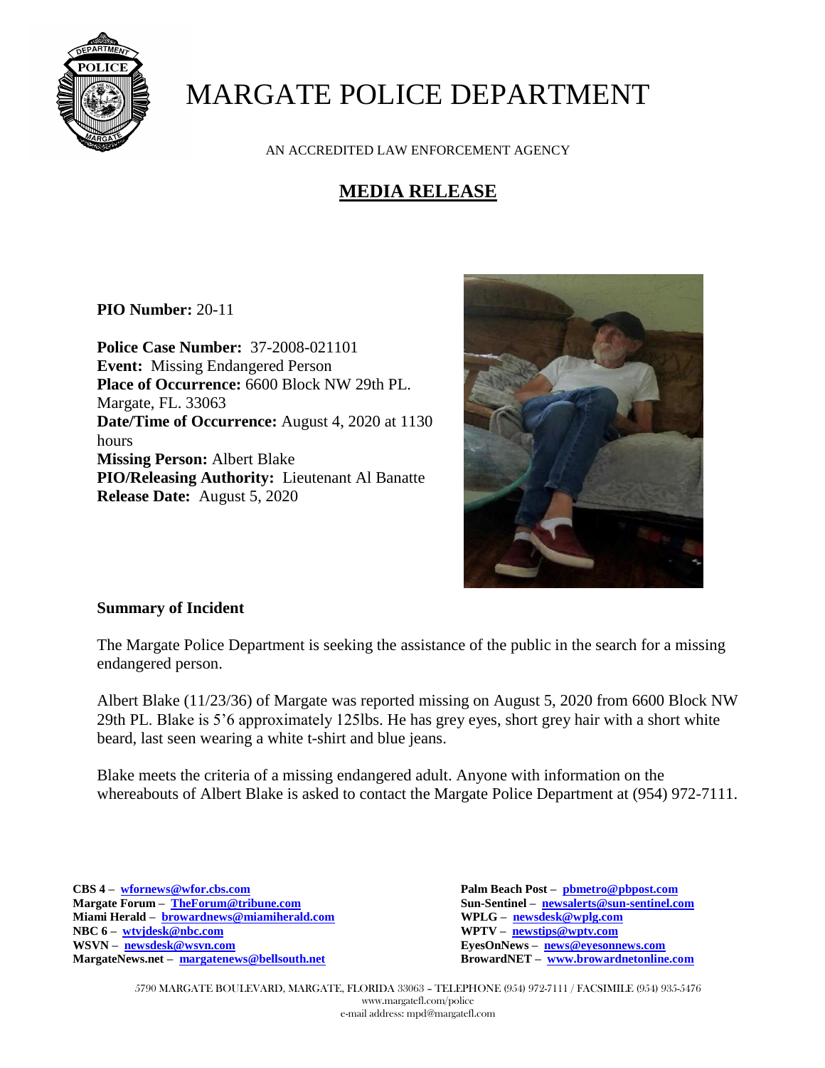# MARGATE POLICE DEPARTMENT

AN ACCREDITED LAW ENFORCEMENT AGENCY

## MEDIA RELEASE

**PIO Number:** 20-11

**Police Case Number:** 37-2008-021101
**Event:** Missing Endangered Person
**Place of Occurrence:** 6600 Block NW 29th PL. Margate, FL. 33063
**Date/Time of Occurrence:** August 4, 2020 at 1130 hours
**Missing Person:** Albert Blake
**PIO/Releasing Authority:** Lieutenant Al Banatte
**Release Date:** August 5, 2020

### Summary of Incident

The Margate Police Department is seeking the assistance of the public in the search for a missing endangered person.

Albert Blake (11/23/36) of Margate was reported missing on August 5, 2020 from 6600 Block NW 29th PL. Blake is 5'6 approximately 125lbs. He has grey eyes, short grey hair with a short white beard, last seen wearing a white t-shirt and blue jeans.

Blake meets the criteria of a missing endangered adult. Anyone with information on the whereabouts of Albert Blake is asked to contact the Margate Police Department at (954) 972-7111.

**CBS 4 –** wfornews@wfor.cbs.com
**Margate Forum –** TheForum@tribune.com
**Miami Herald –** browardnews@miamiherald.com
**NBC 6 –** wtvjdesk@nbc.com
**WSVN –** newsdesk@wsvn.com
**MargateNews.net –** margatenews@bellsouth.net
**Palm Beach Post –** pbmetro@pbpost.com
**Sun-Sentinel –** newsalerts@sun-sentinel.com
**WPLG –** newsdesk@wplg.com
**WPTV –** newstips@wptv.com
**EyesOnNews –** news@eyesonnews.com
**BrowardNET –** www.browardnetonline.com

5790 MARGATE BOULEVARD, MARGATE, FLORIDA 33063 - TELEPHONE (954) 972-7111 / FACSIMILE (954) 935-5476
www.margatefl.com/police
e-mail address: mpd@margatefl.com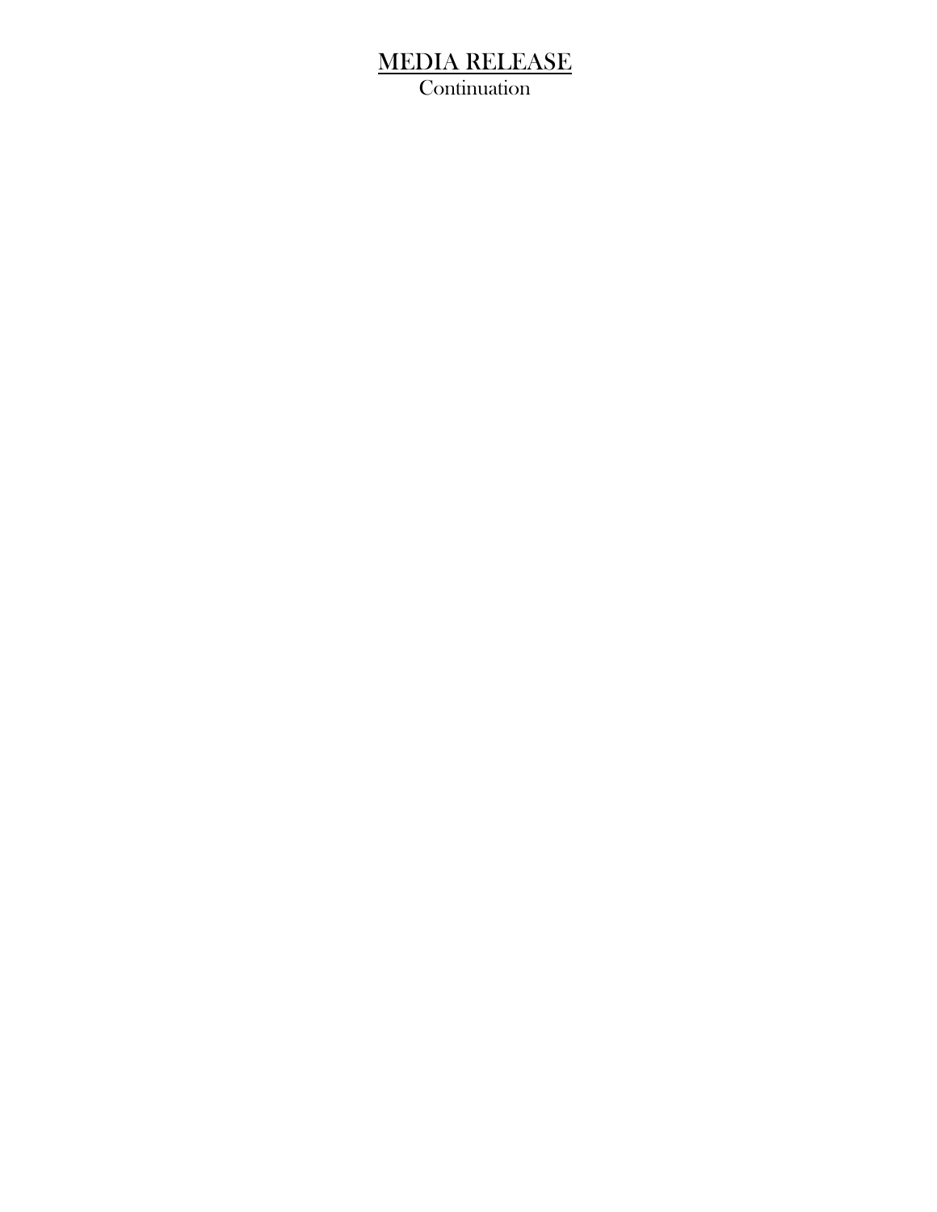MEDIA RELEASE

Continuation